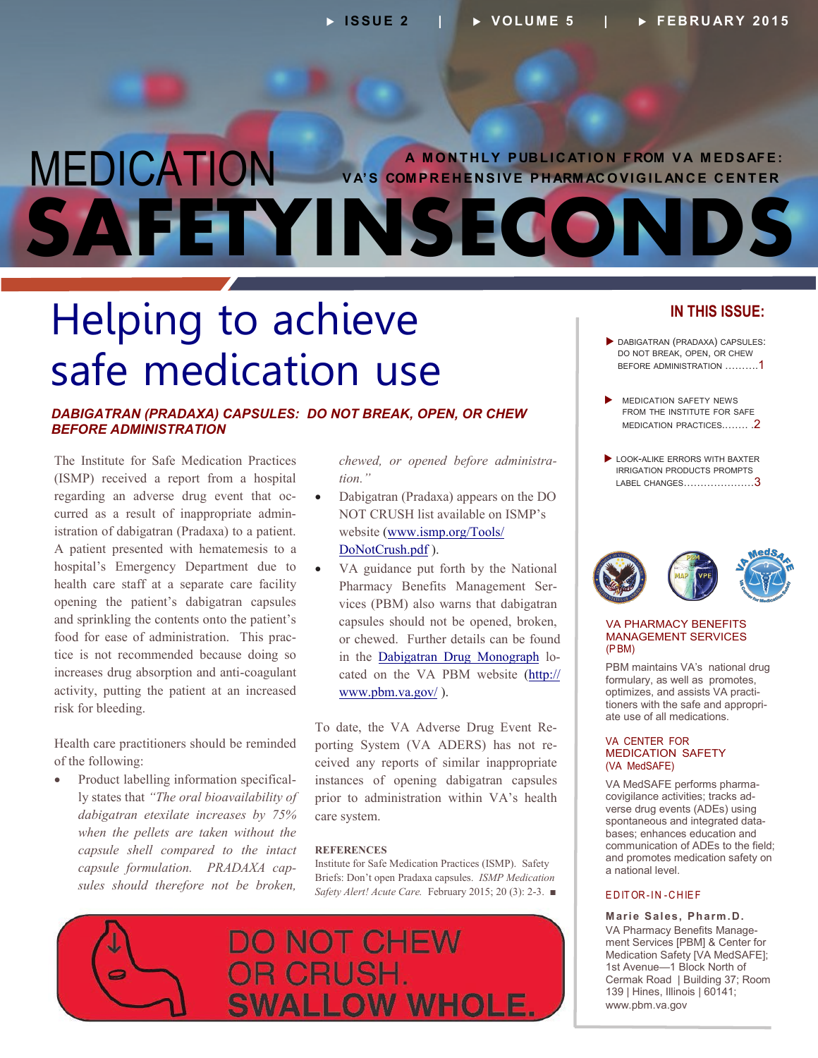ISSUE 2 | VOLUME 5 | FEBRUARY 2015

# MEDICATION SAFETYINSECONDS

A MONTHLY PUBLICATION FROM VA MEDSAFE: VA'S COMPREHENSIVE PHARMACOVIGILANCE CENTER

## Helping to achieve safe medication use

### *DABIGATRAN (PRADAXA) CAPSULES: DO NOT BREAK, OPEN, OR CHEW BEFORE ADMINISTRATION*

The Institute for Safe Medication Practices (ISMP) received a report from a hospital regarding an adverse drug event that occurred as a result of inappropriate administration of dabigatran (Pradaxa) to a patient. A patient presented with hematemesis to a hospital's Emergency Department due to health care staff at a separate care facility opening the patient's dabigatran capsules and sprinkling the contents onto the patient's food for ease of administration. This practice is not recommended because doing so increases drug absorption and anti-coagulant activity, putting the patient at an increased risk for bleeding.

Health care practitioners should be reminded of the following:

- Product labelling information specifically states that *"The oral bioavailability of dabigatran etexilate increases by 75% when the pellets are taken without the capsule shell compared to the intact capsule formulation. PRADAXA capsules should therefore not be broken, chewed, or opened before administration."*
- Dabigatran (Pradaxa) appears on the DO NOT CRUSH list available on ISMP's website (www.ismp.org/Tools/DoNotCrush.pdf ).
- VA guidance put forth by the National Pharmacy Benefits Management Services (PBM) also warns that dabigatran capsules should not be opened, broken, or chewed. Further details can be found in the Dabigatran Drug Monograph located on the VA PBM website (http://www.pbm.va.gov/ ).

To date, the VA Adverse Drug Event Reporting System (VA ADERS) has not received any reports of similar inappropriate instances of opening dabigatran capsules prior to administration within VA's health care system.

**REFERENCES**

Institute for Safe Medication Practices (ISMP). Safety Briefs: Don't open Pradaxa capsules. *ISMP Medication Safety Alert! Acute Care.* February 2015; 20 (3): 2-3. ■

**DO NOT CHEW OR CRUSH. SWALLOW WHOLE.**

---

### IN THIS ISSUE:

- DABIGATRAN (PRADAXA) CAPSULES: DO NOT BREAK, OPEN, OR CHEW BEFORE ADMINISTRATION ..........1
- MEDICATION SAFETY NEWS FROM THE INSTITUTE FOR SAFE MEDICATION PRACTICES........ .2
- LOOK-ALIKE ERRORS WITH BAXTER IRRIGATION PRODUCTS PROMPTS LABEL CHANGES.....................3

**VA PHARMACY BENEFITS MANAGEMENT SERVICES (PBM)**

PBM maintains VA's national drug formulary, as well as promotes, optimizes, and assists VA practitioners with the safe and appropriate use of all medications.

**VA CENTER FOR MEDICATION SAFETY (VA MedSAFE)**

VA MedSAFE performs pharmacovigilance activities; tracks adverse drug events (ADEs) using spontaneous and integrated databases; enhances education and communication of ADEs to the field; and promotes medication safety on a national level.

**EDITOR-IN-CHIEF**

**Marie Sales, Pharm.D.**
VA Pharmacy Benefits Management Services [PBM] & Center for Medication Safety [VA MedSAFE]; 1st Avenue—1 Block North of Cermak Road | Building 37; Room 139 | Hines, Illinois | 60141; www.pbm.va.gov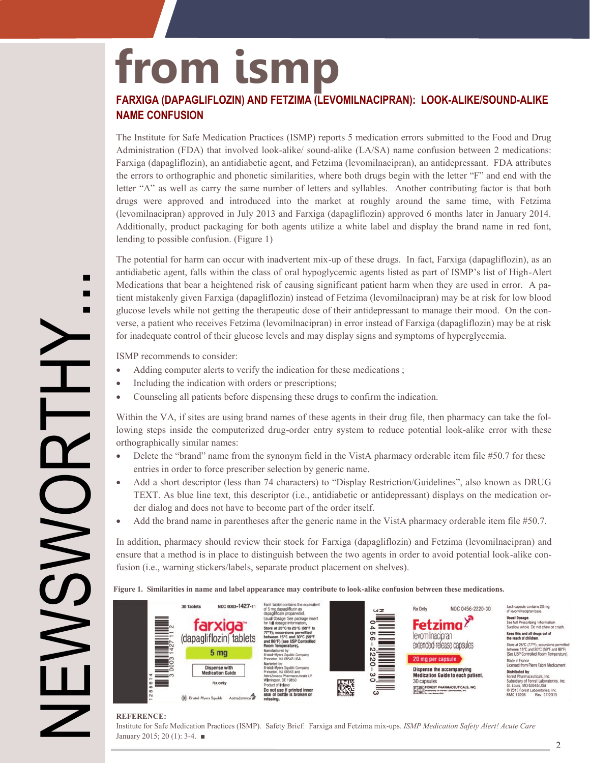# from ismp

## FARXIGA (DAPAGLIFLOZIN) AND FETZIMA (LEVOMILNACIPRAN): LOOK-ALIKE/SOUND-ALIKE NAME CONFUSION

The Institute for Safe Medication Practices (ISMP) reports 5 medication errors submitted to the Food and Drug Administration (FDA) that involved look-alike/ sound-alike (LA/SA) name confusion between 2 medications: Farxiga (dapagliflozin), an antidiabetic agent, and Fetzima (levomilnacipran), an antidepressant. FDA attributes the errors to orthographic and phonetic similarities, where both drugs begin with the letter "F" and end with the letter "A" as well as carry the same number of letters and syllables. Another contributing factor is that both drugs were approved and introduced into the market at roughly around the same time, with Fetzima (levomilnacipran) approved in July 2013 and Farxiga (dapagliflozin) approved 6 months later in January 2014. Additionally, product packaging for both agents utilize a white label and display the brand name in red font, lending to possible confusion. (Figure 1)

The potential for harm can occur with inadvertent mix-up of these drugs. In fact, Farxiga (dapagliflozin), as an antidiabetic agent, falls within the class of oral hypoglycemic agents listed as part of ISMP's list of High-Alert Medications that bear a heightened risk of causing significant patient harm when they are used in error. A patient mistakenly given Farxiga (dapagliflozin) instead of Fetzima (levomilnacipran) may be at risk for low blood glucose levels while not getting the therapeutic dose of their antidepressant to manage their mood. On the converse, a patient who receives Fetzima (levomilnacipran) in error instead of Farxiga (dapagliflozin) may be at risk for inadequate control of their glucose levels and may display signs and symptoms of hyperglycemia.

ISMP recommends to consider:

- Adding computer alerts to verify the indication for these medications ;
- Including the indication with orders or prescriptions;
- Counseling all patients before dispensing these drugs to confirm the indication.

Within the VA, if sites are using brand names of these agents in their drug file, then pharmacy can take the following steps inside the computerized drug-order entry system to reduce potential look-alike error with these orthographically similar names:

- Delete the "brand" name from the synonym field in the VistA pharmacy orderable item file #50.7 for these entries in order to force prescriber selection by generic name.
- Add a short descriptor (less than 74 characters) to "Display Restriction/Guidelines", also known as DRUG TEXT. As blue line text, this descriptor (i.e., antidiabetic or antidepressant) displays on the medication order dialog and does not have to become part of the order itself.
- Add the brand name in parentheses after the generic name in the VistA pharmacy orderable item file #50.7.

In addition, pharmacy should review their stock for Farxiga (dapagliflozin) and Fetzima (levomilnacipran) and ensure that a method is in place to distinguish between the two agents in order to avoid potential look-alike confusion (i.e., warning stickers/labels, separate product placement on shelves).

**Figure 1. Similarities in name and label appearance may contribute to look-alike confusion between these medications.**

**REFERENCE:**

Institute for Safe Medication Practices (ISMP). Safety Brief: Farxiga and Fetzima mix-ups. *ISMP Medication Safety Alert! Acute Care* January 2015; 20 (1): 3-4. ■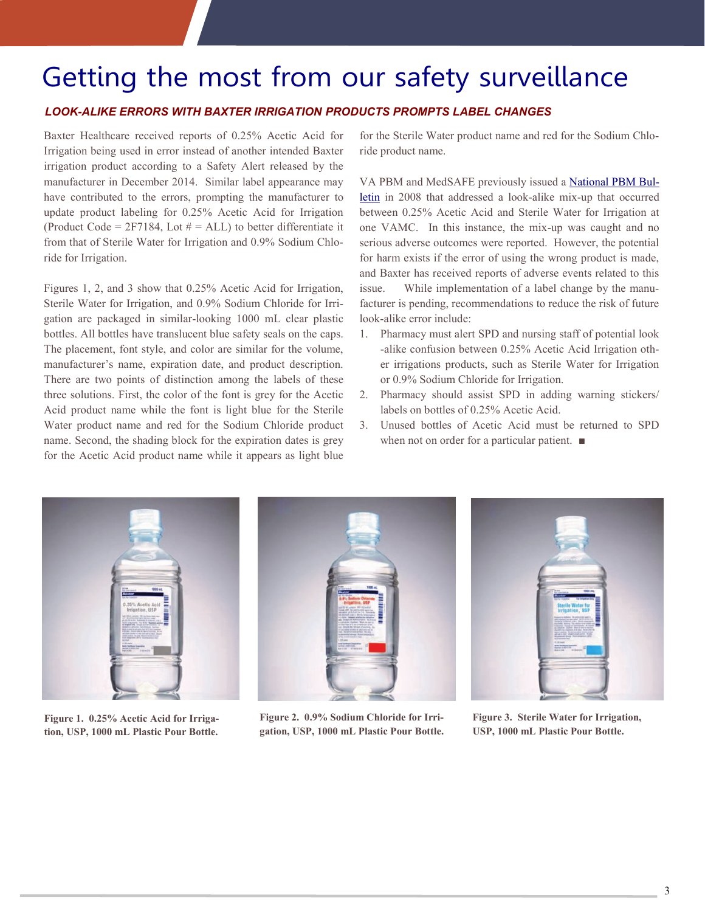# Getting the most from our safety surveillance

## *LOOK-ALIKE ERRORS WITH BAXTER IRRIGATION PRODUCTS PROMPTS LABEL CHANGES*

Baxter Healthcare received reports of 0.25% Acetic Acid for Irrigation being used in error instead of another intended Baxter irrigation product according to a Safety Alert released by the manufacturer in December 2014. Similar label appearance may have contributed to the errors, prompting the manufacturer to update product labeling for 0.25% Acetic Acid for Irrigation (Product Code = 2F7184, Lot # = ALL) to better differentiate it from that of Sterile Water for Irrigation and 0.9% Sodium Chloride for Irrigation.

Figures 1, 2, and 3 show that 0.25% Acetic Acid for Irrigation, Sterile Water for Irrigation, and 0.9% Sodium Chloride for Irrigation are packaged in similar-looking 1000 mL clear plastic bottles. All bottles have translucent blue safety seals on the caps. The placement, font style, and color are similar for the volume, manufacturer's name, expiration date, and product description. There are two points of distinction among the labels of these three solutions. First, the color of the font is grey for the Acetic Acid product name while the font is light blue for the Sterile Water product name and red for the Sodium Chloride product name. Second, the shading block for the expiration dates is grey for the Acetic Acid product name while it appears as light blue for the Sterile Water product name and red for the Sodium Chloride product name.

VA PBM and MedSAFE previously issued a National PBM Bulletin in 2008 that addressed a look-alike mix-up that occurred between 0.25% Acetic Acid and Sterile Water for Irrigation at one VAMC. In this instance, the mix-up was caught and no serious adverse outcomes were reported. However, the potential for harm exists if the error of using the wrong product is made, and Baxter has received reports of adverse events related to this issue. While implementation of a label change by the manufacturer is pending, recommendations to reduce the risk of future look-alike error include:

1. Pharmacy must alert SPD and nursing staff of potential look-alike confusion between 0.25% Acetic Acid Irrigation other irrigations products, such as Sterile Water for Irrigation or 0.9% Sodium Chloride for Irrigation.
2. Pharmacy should assist SPD in adding warning stickers/labels on bottles of 0.25% Acetic Acid.
3. Unused bottles of Acetic Acid must be returned to SPD when not on order for a particular patient. ■

**Figure 1. 0.25% Acetic Acid for Irrigation, USP, 1000 mL Plastic Pour Bottle.**

**Figure 2. 0.9% Sodium Chloride for Irrigation, USP, 1000 mL Plastic Pour Bottle.**

**Figure 3. Sterile Water for Irrigation, USP, 1000 mL Plastic Pour Bottle.**